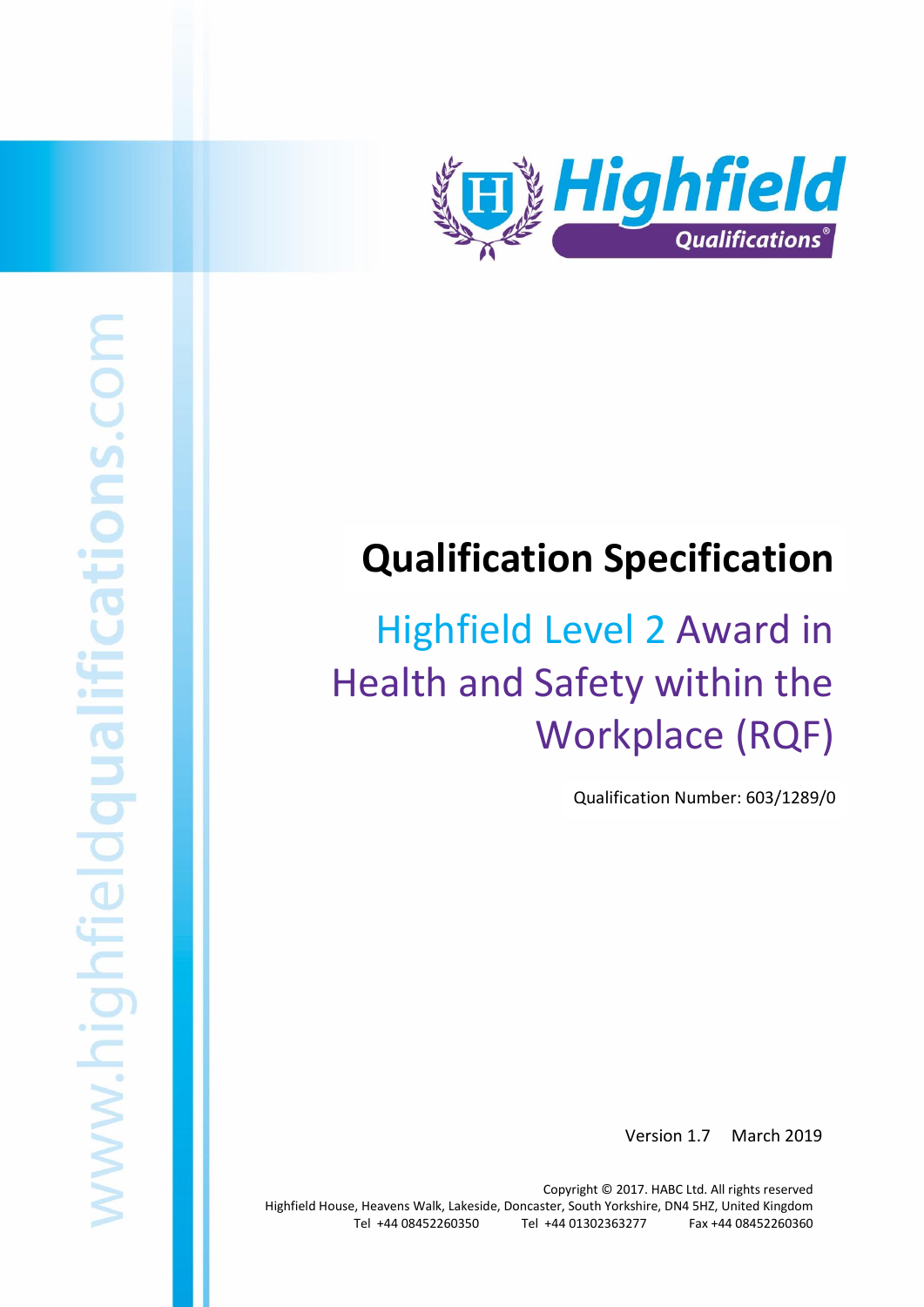Highfield Qualifications®

www.highfieldqualifications.com

# Qualification Specification

## Highfield Level 2 Award in Health and Safety within the Workplace (RQF)

Qualification Number: 603/1289/0

Version 1.7 March 2019

Copyright © 2017. HABC Ltd. All rights reserved
Highfield House, Heavens Walk, Lakeside, Doncaster, South Yorkshire, DN4 5HZ, United Kingdom
Tel +44 08452260350 Tel +44 01302363277 Fax +44 08452260360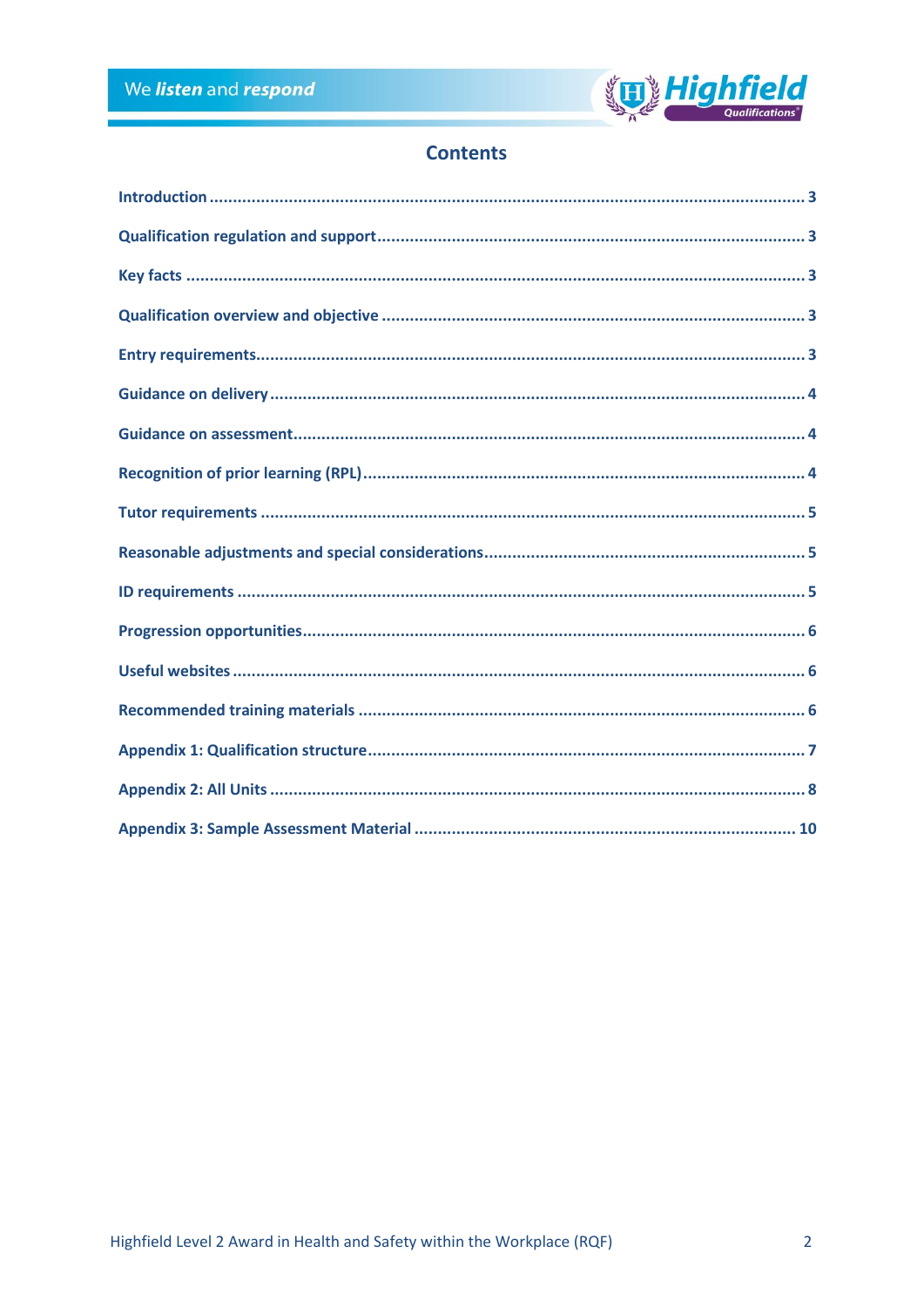## Contents

| | |
|---|---|
| Introduction | 3 |
| Qualification regulation and support | 3 |
| Key facts | 3 |
| Qualification overview and objective | 3 |
| Entry requirements | 3 |
| Guidance on delivery | 4 |
| Guidance on assessment | 4 |
| Recognition of prior learning (RPL) | 4 |
| Tutor requirements | 5 |
| Reasonable adjustments and special considerations | 5 |
| ID requirements | 5 |
| Progression opportunities | 6 |
| Useful websites | 6 |
| Recommended training materials | 6 |
| Appendix 1: Qualification structure | 7 |
| Appendix 2: All Units | 8 |
| Appendix 3: Sample Assessment Material | 10 |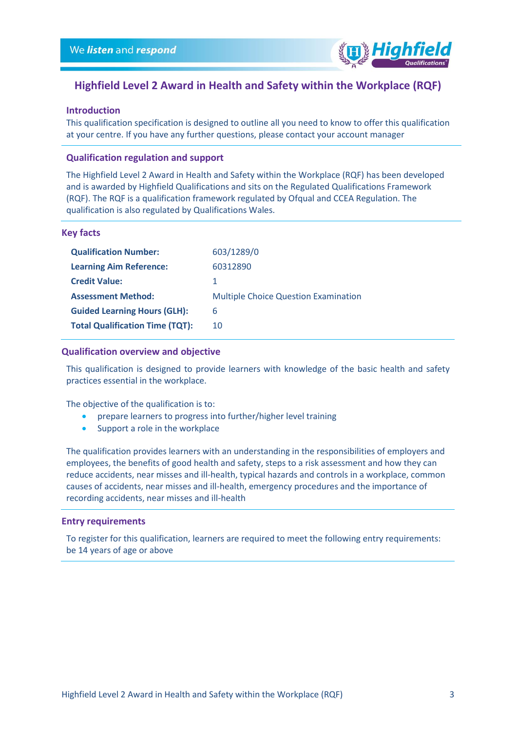# Highfield Level 2 Award in Health and Safety within the Workplace (RQF)

## Introduction

This qualification specification is designed to outline all you need to know to offer this qualification at your centre. If you have any further questions, please contact your account manager

## Qualification regulation and support

The Highfield Level 2 Award in Health and Safety within the Workplace (RQF) has been developed and is awarded by Highfield Qualifications and sits on the Regulated Qualifications Framework (RQF). The RQF is a qualification framework regulated by Ofqual and CCEA Regulation. The qualification is also regulated by Qualifications Wales.

## Key facts

| | |
|---|---|
| **Qualification Number:** | 603/1289/0 |
| **Learning Aim Reference:** | 60312890 |
| **Credit Value:** | 1 |
| **Assessment Method:** | Multiple Choice Question Examination |
| **Guided Learning Hours (GLH):** | 6 |
| **Total Qualification Time (TQT):** | 10 |

## Qualification overview and objective

This qualification is designed to provide learners with knowledge of the basic health and safety practices essential in the workplace.

The objective of the qualification is to:

- prepare learners to progress into further/higher level training
- Support a role in the workplace

The qualification provides learners with an understanding in the responsibilities of employers and employees, the benefits of good health and safety, steps to a risk assessment and how they can reduce accidents, near misses and ill-health, typical hazards and controls in a workplace, common causes of accidents, near misses and ill-health, emergency procedures and the importance of recording accidents, near misses and ill-health

## Entry requirements

To register for this qualification, learners are required to meet the following entry requirements: be 14 years of age or above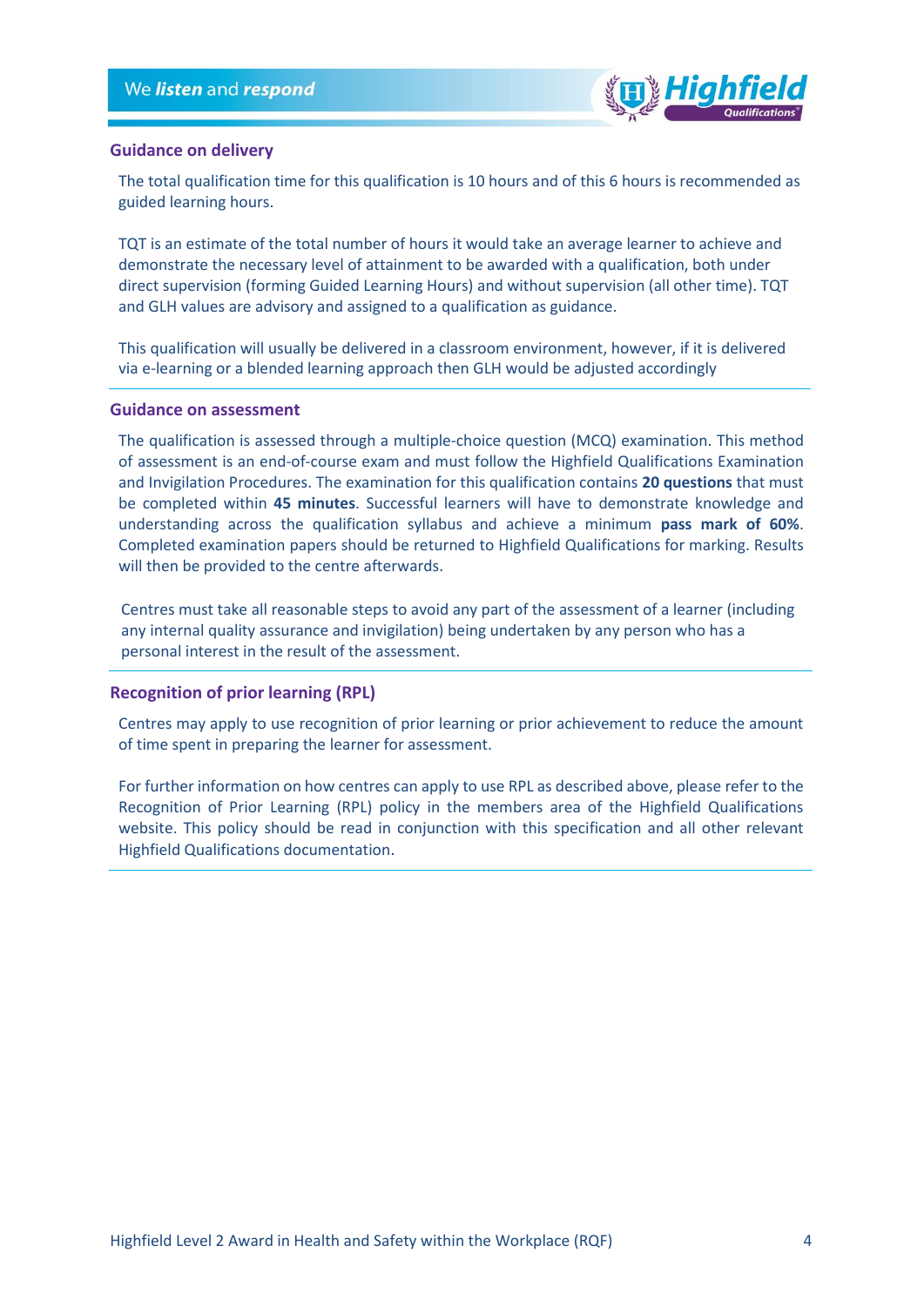## Guidance on delivery

The total qualification time for this qualification is 10 hours and of this 6 hours is recommended as guided learning hours.

TQT is an estimate of the total number of hours it would take an average learner to achieve and demonstrate the necessary level of attainment to be awarded with a qualification, both under direct supervision (forming Guided Learning Hours) and without supervision (all other time). TQT and GLH values are advisory and assigned to a qualification as guidance.

This qualification will usually be delivered in a classroom environment, however, if it is delivered via e-learning or a blended learning approach then GLH would be adjusted accordingly

## Guidance on assessment

The qualification is assessed through a multiple-choice question (MCQ) examination. This method of assessment is an end-of-course exam and must follow the Highfield Qualifications Examination and Invigilation Procedures. The examination for this qualification contains **20 questions** that must be completed within **45 minutes**. Successful learners will have to demonstrate knowledge and understanding across the qualification syllabus and achieve a minimum **pass mark of 60%**. Completed examination papers should be returned to Highfield Qualifications for marking. Results will then be provided to the centre afterwards.

Centres must take all reasonable steps to avoid any part of the assessment of a learner (including any internal quality assurance and invigilation) being undertaken by any person who has a personal interest in the result of the assessment.

## Recognition of prior learning (RPL)

Centres may apply to use recognition of prior learning or prior achievement to reduce the amount of time spent in preparing the learner for assessment.

For further information on how centres can apply to use RPL as described above, please refer to the Recognition of Prior Learning (RPL) policy in the members area of the Highfield Qualifications website. This policy should be read in conjunction with this specification and all other relevant Highfield Qualifications documentation.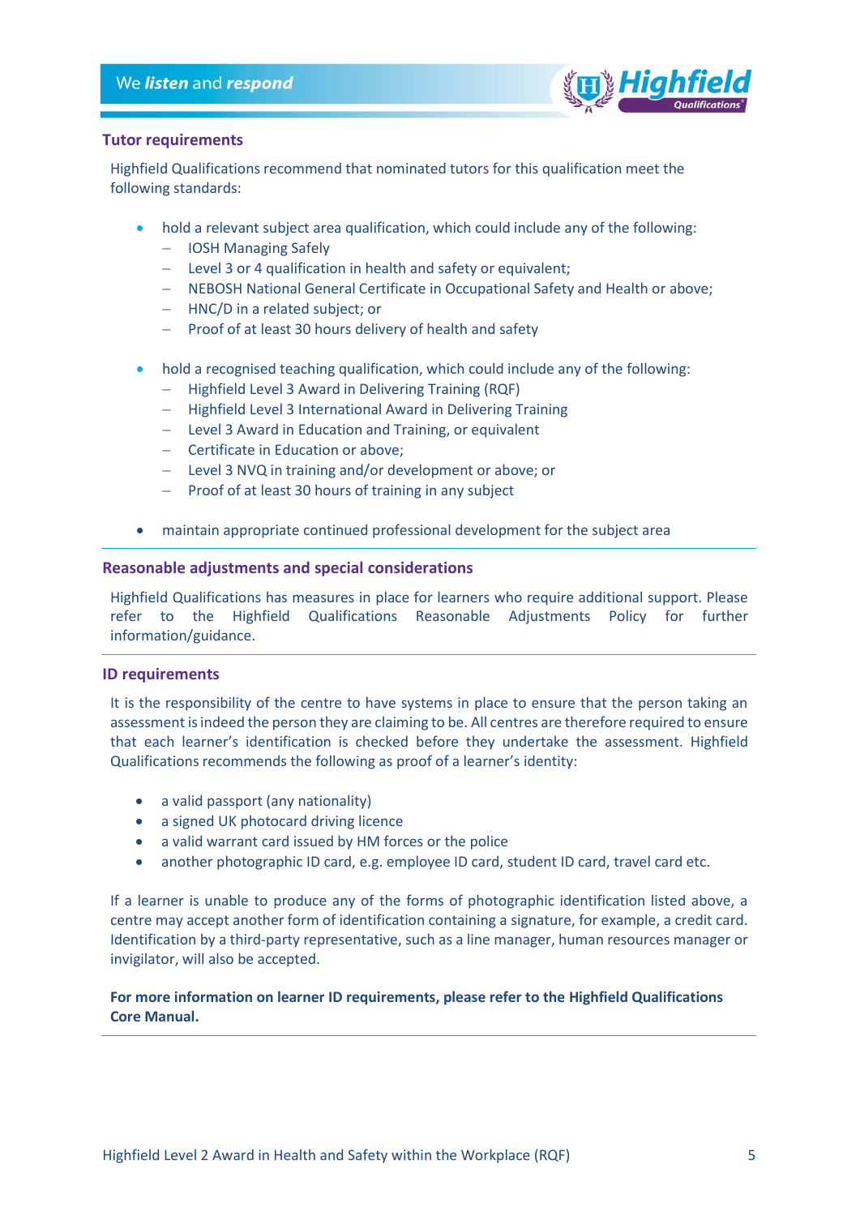## Tutor requirements

Highfield Qualifications recommend that nominated tutors for this qualification meet the following standards:

- hold a relevant subject area qualification, which could include any of the following:
  - IOSH Managing Safely
  - Level 3 or 4 qualification in health and safety or equivalent;
  - NEBOSH National General Certificate in Occupational Safety and Health or above;
  - HNC/D in a related subject; or
  - Proof of at least 30 hours delivery of health and safety
- hold a recognised teaching qualification, which could include any of the following:
  - Highfield Level 3 Award in Delivering Training (RQF)
  - Highfield Level 3 International Award in Delivering Training
  - Level 3 Award in Education and Training, or equivalent
  - Certificate in Education or above;
  - Level 3 NVQ in training and/or development or above; or
  - Proof of at least 30 hours of training in any subject
- maintain appropriate continued professional development for the subject area

## Reasonable adjustments and special considerations

Highfield Qualifications has measures in place for learners who require additional support. Please refer to the Highfield Qualifications Reasonable Adjustments Policy for further information/guidance.

## ID requirements

It is the responsibility of the centre to have systems in place to ensure that the person taking an assessment is indeed the person they are claiming to be. All centres are therefore required to ensure that each learner's identification is checked before they undertake the assessment. Highfield Qualifications recommends the following as proof of a learner's identity:

- a valid passport (any nationality)
- a signed UK photocard driving licence
- a valid warrant card issued by HM forces or the police
- another photographic ID card, e.g. employee ID card, student ID card, travel card etc.

If a learner is unable to produce any of the forms of photographic identification listed above, a centre may accept another form of identification containing a signature, for example, a credit card. Identification by a third-party representative, such as a line manager, human resources manager or invigilator, will also be accepted.

**For more information on learner ID requirements, please refer to the Highfield Qualifications Core Manual.**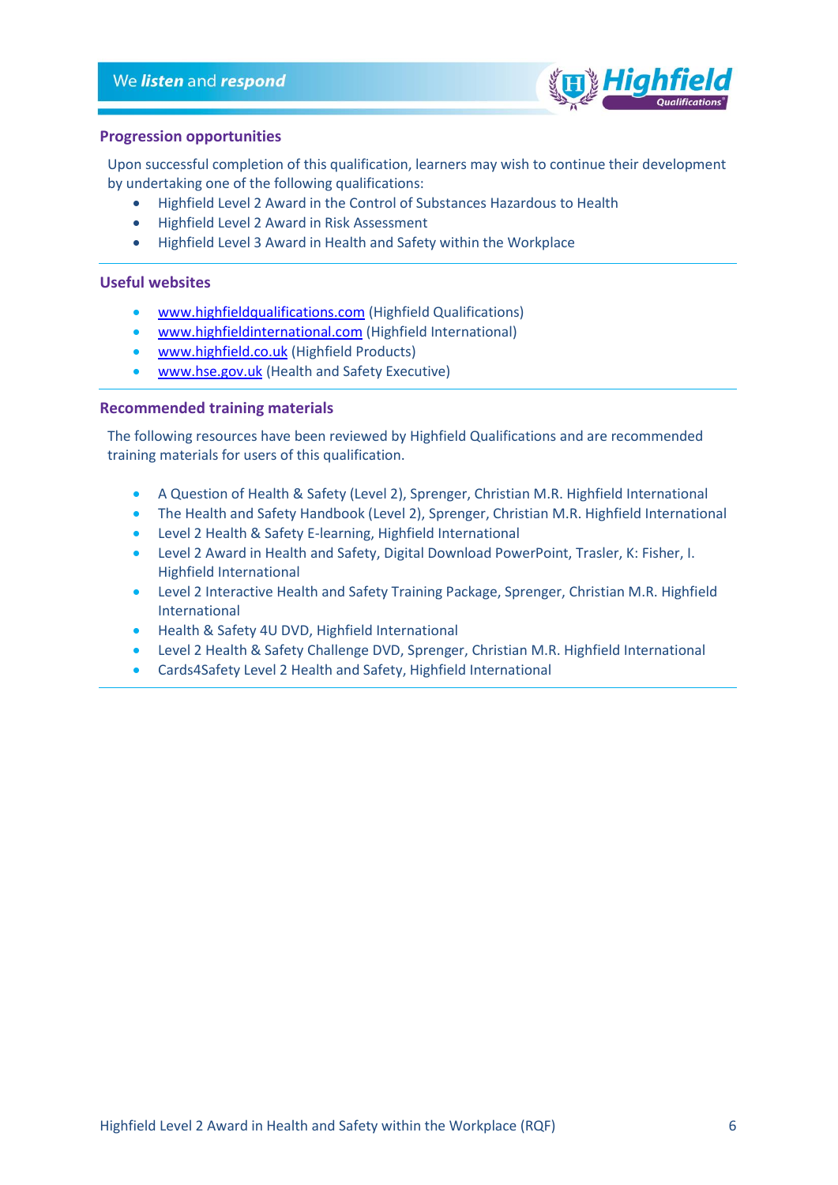## Progression opportunities

Upon successful completion of this qualification, learners may wish to continue their development by undertaking one of the following qualifications:

- Highfield Level 2 Award in the Control of Substances Hazardous to Health
- Highfield Level 2 Award in Risk Assessment
- Highfield Level 3 Award in Health and Safety within the Workplace

## Useful websites

- www.highfieldqualifications.com (Highfield Qualifications)
- www.highfieldinternational.com (Highfield International)
- www.highfield.co.uk (Highfield Products)
- www.hse.gov.uk (Health and Safety Executive)

## Recommended training materials

The following resources have been reviewed by Highfield Qualifications and are recommended training materials for users of this qualification.

- A Question of Health & Safety (Level 2), Sprenger, Christian M.R. Highfield International
- The Health and Safety Handbook (Level 2), Sprenger, Christian M.R. Highfield International
- Level 2 Health & Safety E-learning, Highfield International
- Level 2 Award in Health and Safety, Digital Download PowerPoint, Trasler, K: Fisher, I. Highfield International
- Level 2 Interactive Health and Safety Training Package, Sprenger, Christian M.R. Highfield International
- Health & Safety 4U DVD, Highfield International
- Level 2 Health & Safety Challenge DVD, Sprenger, Christian M.R. Highfield International
- Cards4Safety Level 2 Health and Safety, Highfield International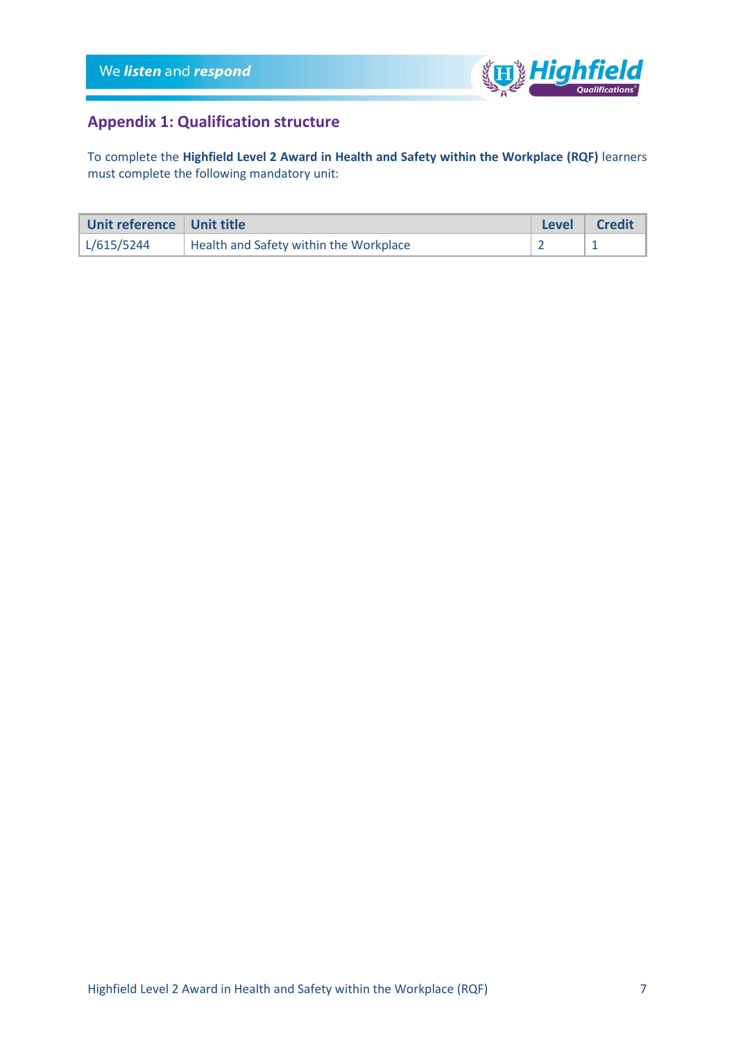## Appendix 1: Qualification structure

To complete the **Highfield Level 2 Award in Health and Safety within the Workplace (RQF)** learners must complete the following mandatory unit:

| Unit reference | Unit title | Level | Credit |
|---|---|---|---|
| L/615/5244 | Health and Safety within the Workplace | 2 | 1 |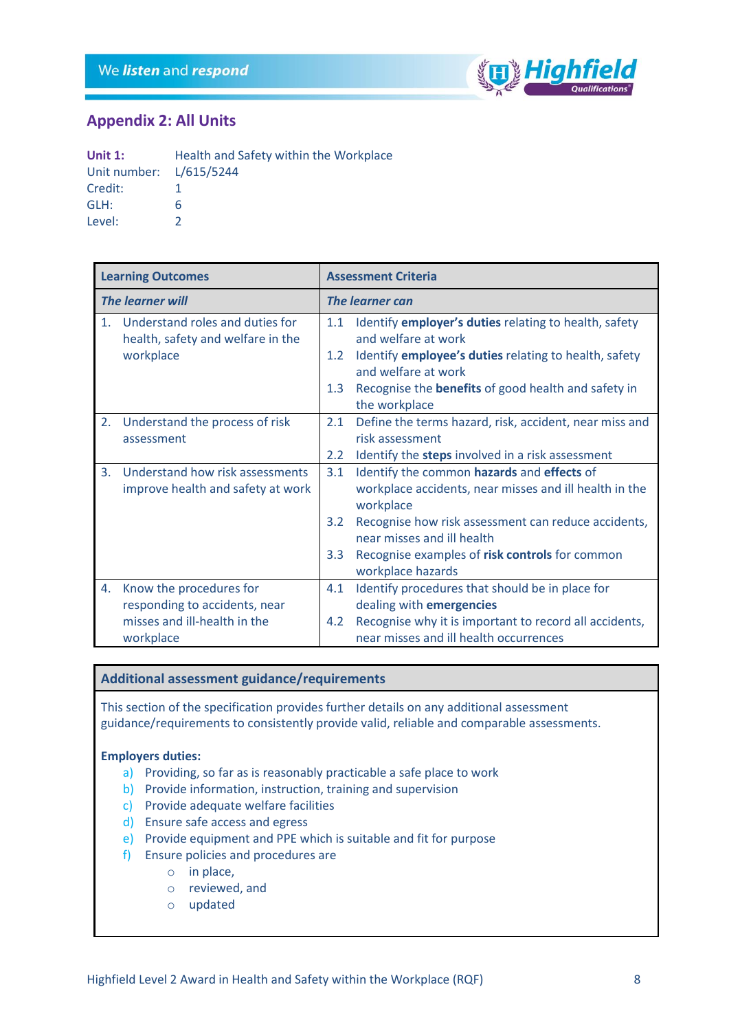## Appendix 2: All Units

**Unit 1:** Health and Safety within the Workplace
Unit number: L/615/5244
Credit: 1
GLH: 6
Level: 2

| Learning Outcomes | Assessment Criteria |
|---|---|
| ***The learner will*** | ***The learner can*** |
| 1. Understand roles and duties for health, safety and welfare in the workplace | 1.1 Identify **employer's duties** relating to health, safety and welfare at work<br>1.2 Identify **employee's duties** relating to health, safety and welfare at work<br>1.3 Recognise the **benefits** of good health and safety in the workplace |
| 2. Understand the process of risk assessment | 2.1 Define the terms hazard, risk, accident, near miss and risk assessment<br>2.2 Identify the **steps** involved in a risk assessment |
| 3. Understand how risk assessments improve health and safety at work | 3.1 Identify the common **hazards** and **effects** of workplace accidents, near misses and ill health in the workplace<br>3.2 Recognise how risk assessment can reduce accidents, near misses and ill health<br>3.3 Recognise examples of **risk controls** for common workplace hazards |
| 4. Know the procedures for responding to accidents, near misses and ill-health in the workplace | 4.1 Identify procedures that should be in place for dealing with **emergencies**<br>4.2 Recognise why it is important to record all accidents, near misses and ill health occurrences |

### Additional assessment guidance/requirements

This section of the specification provides further details on any additional assessment guidance/requirements to consistently provide valid, reliable and comparable assessments.

**Employers duties:**

a) Providing, so far as is reasonably practicable a safe place to work
b) Provide information, instruction, training and supervision
c) Provide adequate welfare facilities
d) Ensure safe access and egress
e) Provide equipment and PPE which is suitable and fit for purpose
f) Ensure policies and procedures are
   - in place,
   - reviewed, and
   - updated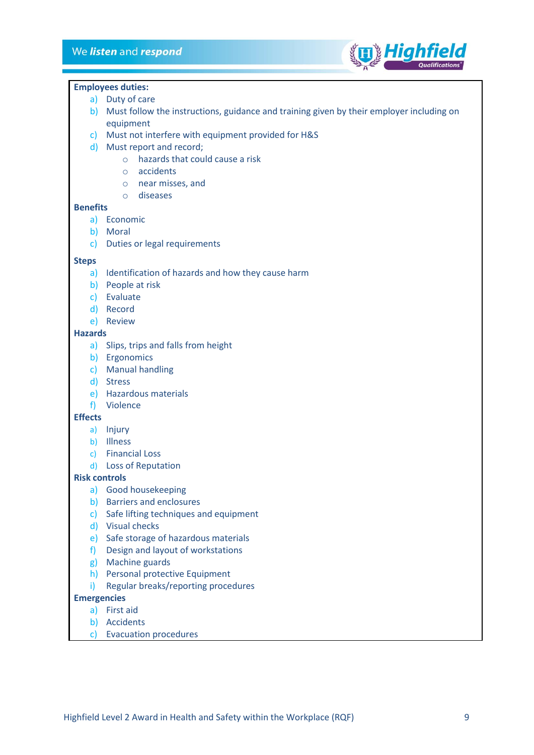**Employees duties:**

a) Duty of care
b) Must follow the instructions, guidance and training given by their employer including on equipment
c) Must not interfere with equipment provided for H&S
d) Must report and record;
    - hazards that could cause a risk
    - accidents
    - near misses, and
    - diseases

**Benefits**

a) Economic
b) Moral
c) Duties or legal requirements

**Steps**

a) Identification of hazards and how they cause harm
b) People at risk
c) Evaluate
d) Record
e) Review

**Hazards**

a) Slips, trips and falls from height
b) Ergonomics
c) Manual handling
d) Stress
e) Hazardous materials
f) Violence

**Effects**

a) Injury
b) Illness
c) Financial Loss
d) Loss of Reputation

**Risk controls**

a) Good housekeeping
b) Barriers and enclosures
c) Safe lifting techniques and equipment
d) Visual checks
e) Safe storage of hazardous materials
f) Design and layout of workstations
g) Machine guards
h) Personal protective Equipment
i) Regular breaks/reporting procedures

**Emergencies**

a) First aid
b) Accidents
c) Evacuation procedures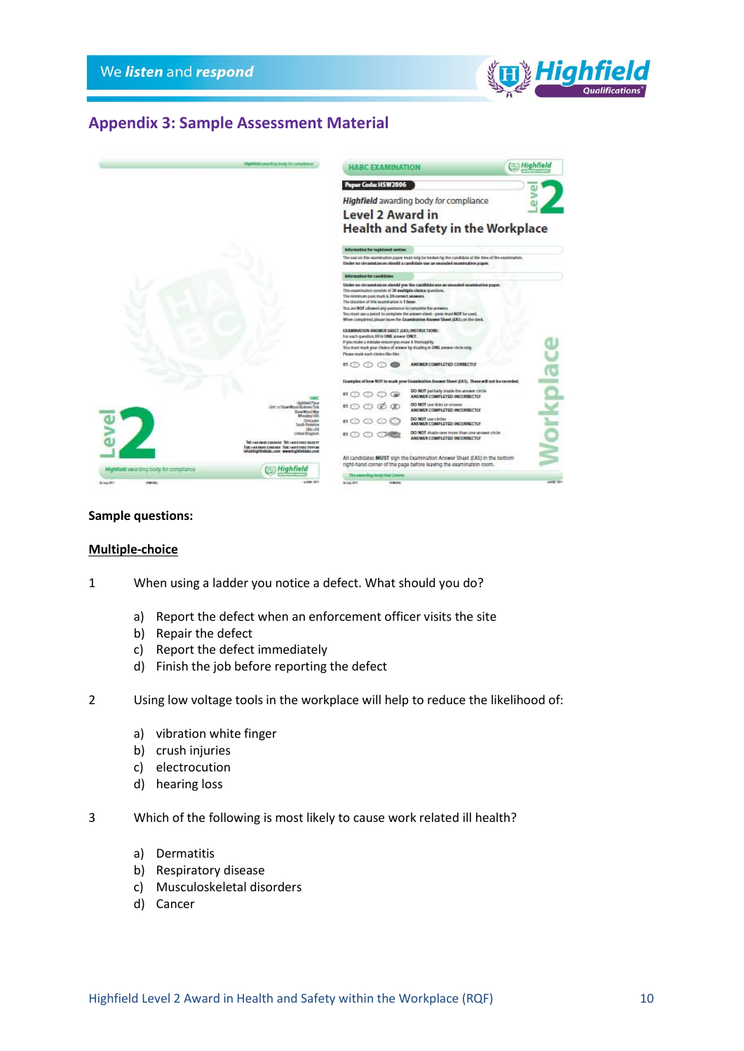## Appendix 3: Sample Assessment Material

**Sample questions:**

**Multiple-choice**

1 When using a ladder you notice a defect. What should you do?

a) Report the defect when an enforcement officer visits the site
b) Repair the defect
c) Report the defect immediately
d) Finish the job before reporting the defect

2 Using low voltage tools in the workplace will help to reduce the likelihood of:

a) vibration white finger
b) crush injuries
c) electrocution
d) hearing loss

3 Which of the following is most likely to cause work related ill health?

a) Dermatitis
b) Respiratory disease
c) Musculoskeletal disorders
d) Cancer